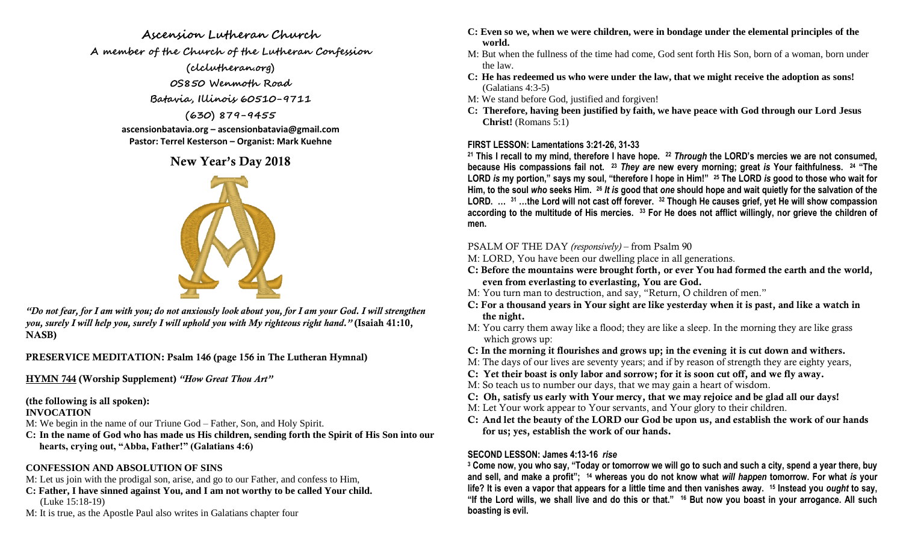# Ascension Lutheran Church

**A member of the Church of the Lutheran Confession**

**(clclutheran.org)**

**0S850 Wenmoth Road**

**Batavia, Illinois 60510-9711**

**(630) 879-9455**

**ascensionbatavia.org – ascensionbatavia@gmail.com**

**Pastor: Terrel Kesterson – Organist: Mark Kuehne**

## New Year's Day 2018

*"Do not fear, for I am with you; do not anxiously look about you, for I am your God. I will strengthen you, surely I will help you, surely I will uphold you with My righteous right hand."* **(Isaiah 41:10, NASB)**

**PRESERVICE MEDITATION: Psalm 146 (page 156 in The Lutheran Hymnal)**

**HYMN 744 (Worship Supplement)** *"How Great Thou Art"*

**(the following is all spoken):**

**INVOCATION**

M: We begin in the name of our Triune God – Father, Son, and Holy Spirit.

**C: In the name of God who has made us His children, sending forth the Spirit of His Son into our hearts, crying out, "Abba, Father!" (Galatians 4:6)**

**CONFESSION AND ABSOLUTION OF SINS**

M: Let us join with the prodigal son, arise, and go to our Father, and confess to Him,

**C: Father, I have sinned against You, and I am not worthy to be called Your child.** (Luke 15:18-19)

M: It is true, as the Apostle Paul also writes in Galatians chapter four

**C: Even so we, when we were children, were in bondage under the elemental principles of the world.**

M: But when the fullness of the time had come, God sent forth His Son, born of a woman, born under the law.

**C: He has redeemed us who were under the law, that we might receive the adoption as sons!** (Galatians 4:3-5)

M: We stand before God, justified and forgiven!

**C: Therefore, having been justified by faith, we have peace with God through our Lord Jesus Christ!** (Romans 5:1)

**FIRST LESSON: Lamentations 3:21-26, 31-33**

**[21] This I recall to my mind, therefore I have hope. [22] *Through* the LORD's mercies we are not consumed, because His compassions fail not. [23] *They are* new every morning; great *is* Your faithfulness. [24] "The LORD *is* my portion," says my soul, "therefore I hope in Him!" [25] The LORD *is* good to those who wait for Him, to the soul *who* seeks Him. [26] *It is* good that *one* should hope and wait quietly for the salvation of the LORD. … [31] …the Lord will not cast off forever. [32] Though He causes grief, yet He will show compassion according to the multitude of His mercies. [33] For He does not afflict willingly, nor grieve the children of men.**

PSALM OF THE DAY *(responsively)* – from Psalm 90

M: LORD, You have been our dwelling place in all generations.

**C: Before the mountains were brought forth, or ever You had formed the earth and the world, even from everlasting to everlasting, You are God.**

M: You turn man to destruction, and say, "Return, O children of men."

**C: For a thousand years in Your sight are like yesterday when it is past, and like a watch in the night.**

M: You carry them away like a flood; they are like a sleep. In the morning they are like grass which grows up:

**C: In the morning it flourishes and grows up; in the evening it is cut down and withers.**

M: The days of our lives are seventy years; and if by reason of strength they are eighty years,

**C: Yet their boast is only labor and sorrow; for it is soon cut off, and we fly away.**

M: So teach us to number our days, that we may gain a heart of wisdom.

**C: Oh, satisfy us early with Your mercy, that we may rejoice and be glad all our days!**

M: Let Your work appear to Your servants, and Your glory to their children.

**C: And let the beauty of the LORD our God be upon us, and establish the work of our hands for us; yes, establish the work of our hands.**

**SECOND LESSON: James 4:13-16** ***rise***

**[3] Come now, you who say, "Today or tomorrow we will go to such and such a city, spend a year there, buy and sell, and make a profit"; [14] whereas you do not know what *will happen* tomorrow. For what *is* your life? It is even a vapor that appears for a little time and then vanishes away. [15] Instead you *ought* to say, "If the Lord wills, we shall live and do this or that." [16] But now you boast in your arrogance. All such boasting is evil.**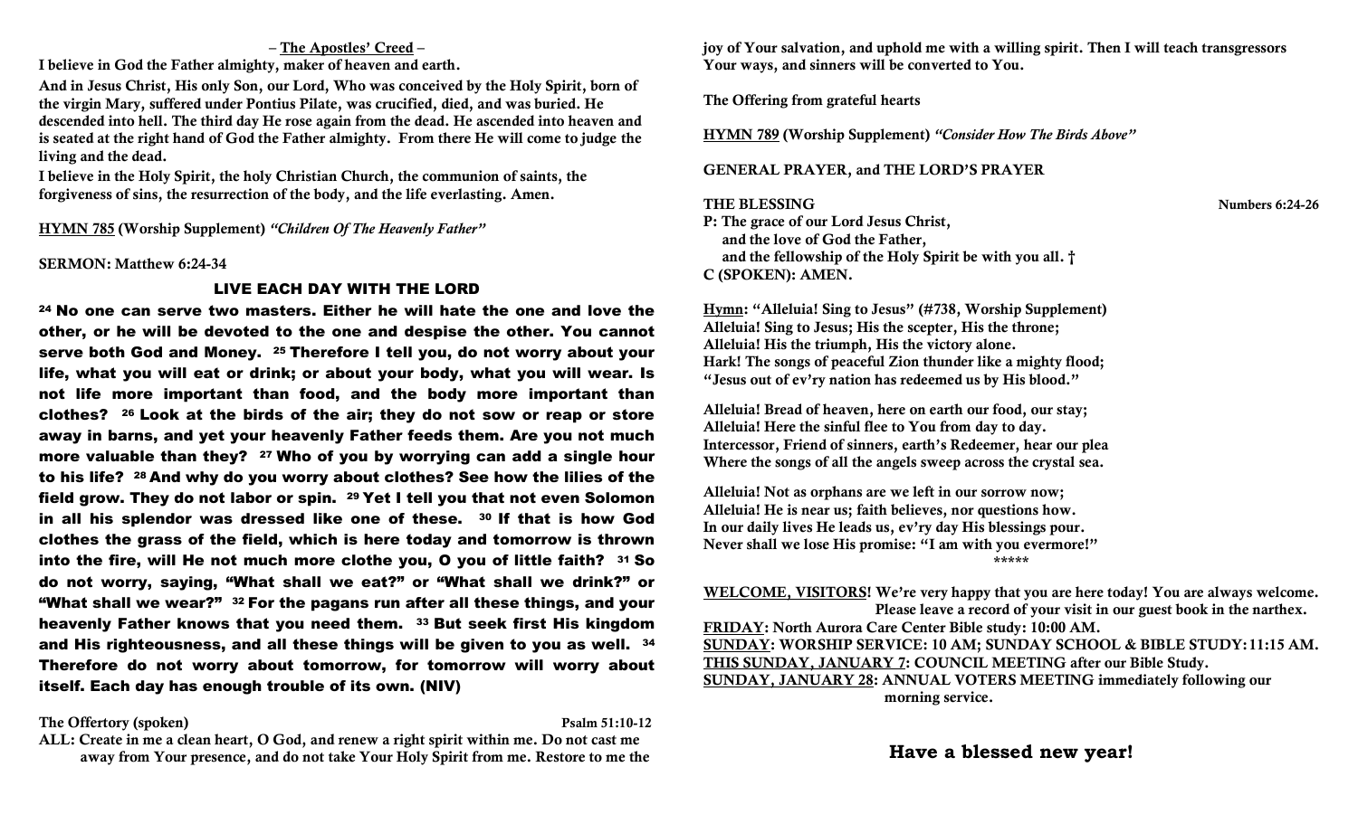**– The Apostles' Creed –**

**I believe in God the Father almighty, maker of heaven and earth.**

**And in Jesus Christ, His only Son, our Lord, Who was conceived by the Holy Spirit, born of the virgin Mary, suffered under Pontius Pilate, was crucified, died, and was buried. He descended into hell. The third day He rose again from the dead. He ascended into heaven and is seated at the right hand of God the Father almighty. From there He will come to judge the living and the dead.**

**I believe in the Holy Spirit, the holy Christian Church, the communion of saints, the forgiveness of sins, the resurrection of the body, and the life everlasting. Amen.**

**HYMN 785 (Worship Supplement)** ***"Children Of The Heavenly Father"***

**SERMON: Matthew 6:24-34**

## LIVE EACH DAY WITH THE LORD

**24 No one can serve two masters. Either he will hate the one and love the other, or he will be devoted to the one and despise the other. You cannot serve both God and Money. 25 Therefore I tell you, do not worry about your life, what you will eat or drink; or about your body, what you will wear. Is not life more important than food, and the body more important than clothes? 26 Look at the birds of the air; they do not sow or reap or store away in barns, and yet your heavenly Father feeds them. Are you not much more valuable than they? 27 Who of you by worrying can add a single hour to his life? 28 And why do you worry about clothes? See how the lilies of the field grow. They do not labor or spin. 29 Yet I tell you that not even Solomon in all his splendor was dressed like one of these. 30 If that is how God clothes the grass of the field, which is here today and tomorrow is thrown into the fire, will He not much more clothe you, O you of little faith? 31 So do not worry, saying, "What shall we eat?" or "What shall we drink?" or "What shall we wear?" 32 For the pagans run after all these things, and your heavenly Father knows that you need them. 33 But seek first His kingdom and His righteousness, and all these things will be given to you as well. 34 Therefore do not worry about tomorrow, for tomorrow will worry about itself. Each day has enough trouble of its own. (NIV)**

**The Offertory (spoken)** **Psalm 51:10-12**

**ALL: Create in me a clean heart, O God, and renew a right spirit within me. Do not cast me away from Your presence, and do not take Your Holy Spirit from me. Restore to me the joy of Your salvation, and uphold me with a willing spirit. Then I will teach transgressors Your ways, and sinners will be converted to You.**

**The Offering from grateful hearts**

**HYMN 789 (Worship Supplement)** ***"Consider How The Birds Above"***

**GENERAL PRAYER, and THE LORD'S PRAYER**

**THE BLESSING** **Numbers 6:24-26**

**P: The grace of our Lord Jesus Christ,**
**and the love of God the Father,**
**and the fellowship of the Holy Spirit be with you all. †**
**C (SPOKEN): AMEN.**

**Hymn: "Alleluia! Sing to Jesus" (#738, Worship Supplement)**

**Alleluia! Sing to Jesus; His the scepter, His the throne;**
**Alleluia! His the triumph, His the victory alone.**
**Hark! The songs of peaceful Zion thunder like a mighty flood;**
**"Jesus out of ev'ry nation has redeemed us by His blood."**

**Alleluia! Bread of heaven, here on earth our food, our stay;**
**Alleluia! Here the sinful flee to You from day to day.**
**Intercessor, Friend of sinners, earth's Redeemer, hear our plea**
**Where the songs of all the angels sweep across the crystal sea.**

**Alleluia! Not as orphans are we left in our sorrow now;**
**Alleluia! He is near us; faith believes, nor questions how.**
**In our daily lives He leads us, ev'ry day His blessings pour.**
**Never shall we lose His promise: "I am with you evermore!"**

*****

**WELCOME, VISITORS! We're very happy that you are here today! You are always welcome. Please leave a record of your visit in our guest book in the narthex.**

**FRIDAY: North Aurora Care Center Bible study: 10:00 AM.**

**SUNDAY: WORSHIP SERVICE: 10 AM; SUNDAY SCHOOL & BIBLE STUDY: 11:15 AM.**

**THIS SUNDAY, JANUARY 7: COUNCIL MEETING after our Bible Study.**

**SUNDAY, JANUARY 28: ANNUAL VOTERS MEETING immediately following our morning service.**

## Have a blessed new year!